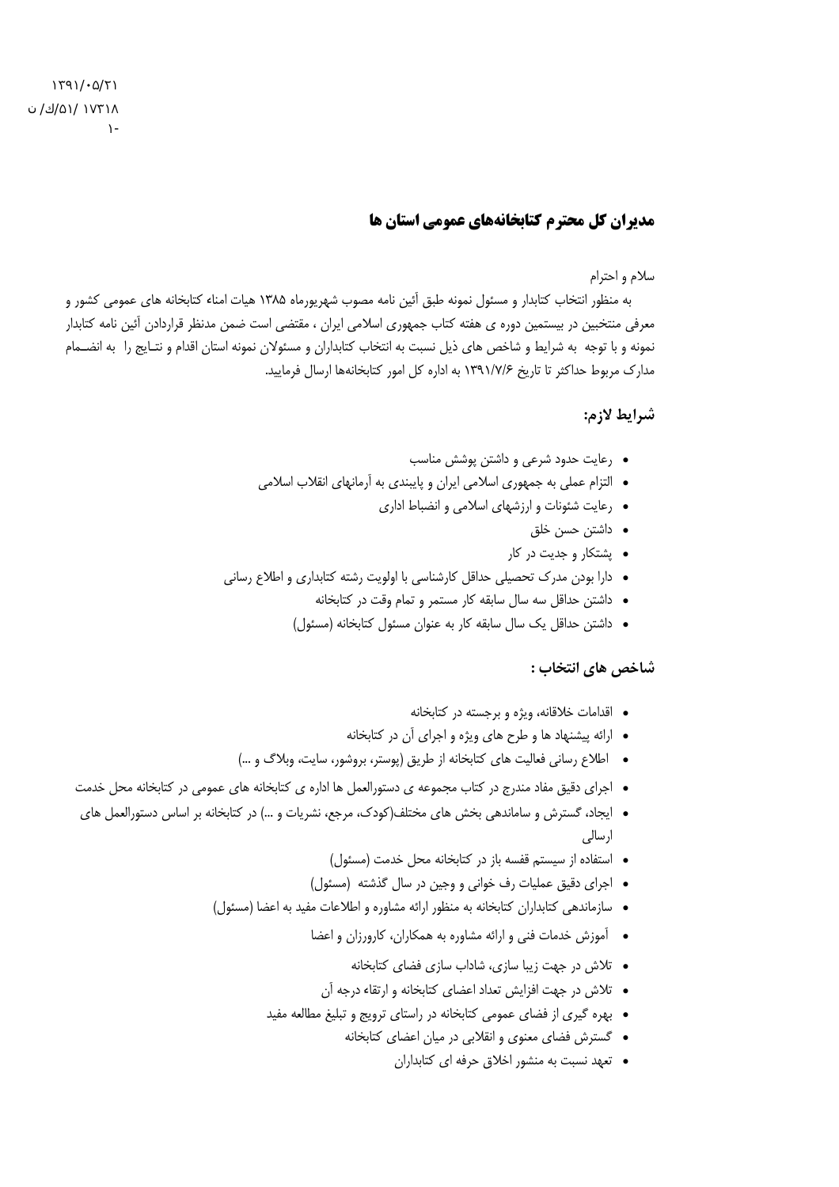۱۳۹۱/۰۵/۲۱
۱۷۳۱۸ /۵۱/ك/ ن
۱-

## مدیران کل محترم کتابخانه‌های عمومی استان ها

سلام و احترام

به منظور انتخاب کتابدار و مسئول نمونه طبق آئین نامه مصوب شهریورماه ۱۳۸۵ هیات امناء کتابخانه های عمومی کشور و معرفی منتخبین در بیستمین دوره ی هفته کتاب جمهوری اسلامی ایران ، مقتضی است ضمن مدنظر قراردادن آئین نامه کتابدار نمونه و با توجه به شرایط و شاخص های ذیل نسبت به انتخاب کتابداران و مسئولان نمونه استان اقدام و نتایج را به انضمام مدارک مربوط حداکثر تا تاریخ ۱۳۹۱/۷/۶ به اداره کل امور کتابخانه‌ها ارسال فرمایید.

### شرایط لازم:

- رعایت حدود شرعی و داشتن پوشش مناسب
- التزام عملی به جمهوری اسلامی ایران و پایبندی به آرمانهای انقلاب اسلامی
- رعایت شئونات و ارزشهای اسلامی و انضباط اداری
- داشتن حسن خلق
- پشتکار و جدیت در کار
- دارا بودن مدرک تحصیلی حداقل کارشناسی با اولویت رشته کتابداری و اطلاع رسانی
- داشتن حداقل سه سال سابقه کار مستمر و تمام وقت در کتابخانه
- داشتن حداقل یک سال سابقه کار به عنوان مسئول کتابخانه (مسئول)

### شاخص های انتخاب :

- اقدامات خلاقانه، ویژه و برجسته در کتابخانه
- ارائه پیشنهاد ها و طرح های ویژه و اجرای آن در کتابخانه
- اطلاع رسانی فعالیت های کتابخانه از طریق (پوستر، بروشور، سایت، وبلاگ و ...)
- اجرای دقیق مفاد مندرج در کتاب مجموعه ی دستورالعمل ها اداره ی کتابخانه های عمومی در کتابخانه محل خدمت
- ایجاد، گسترش و ساماندهی بخش های مختلف(کودک، مرجع، نشریات و ...) در کتابخانه بر اساس دستورالعمل های ارسالی
- استفاده از سیستم قفسه باز در کتابخانه محل خدمت (مسئول)
- اجرای دقیق عملیات رف خوانی و وجین در سال گذشته (مسئول)
- سازماندهی کتابداران کتابخانه به منظور ارائه مشاوره و اطلاعات مفید به اعضا (مسئول)
- آموزش خدمات فنی و ارائه مشاوره به همکاران، کارورزان و اعضا
- تلاش در جهت زیبا سازی، شاداب سازی فضای کتابخانه
- تلاش در جهت افزایش تعداد اعضای کتابخانه و ارتقاء درجه آن
- بهره گیری از فضای عمومی کتابخانه در راستای ترویج و تبلیغ مطالعه مفید
- گسترش فضای معنوی و انقلابی در میان اعضای کتابخانه
- تعهد نسبت به منشور اخلاق حرفه ای کتابداران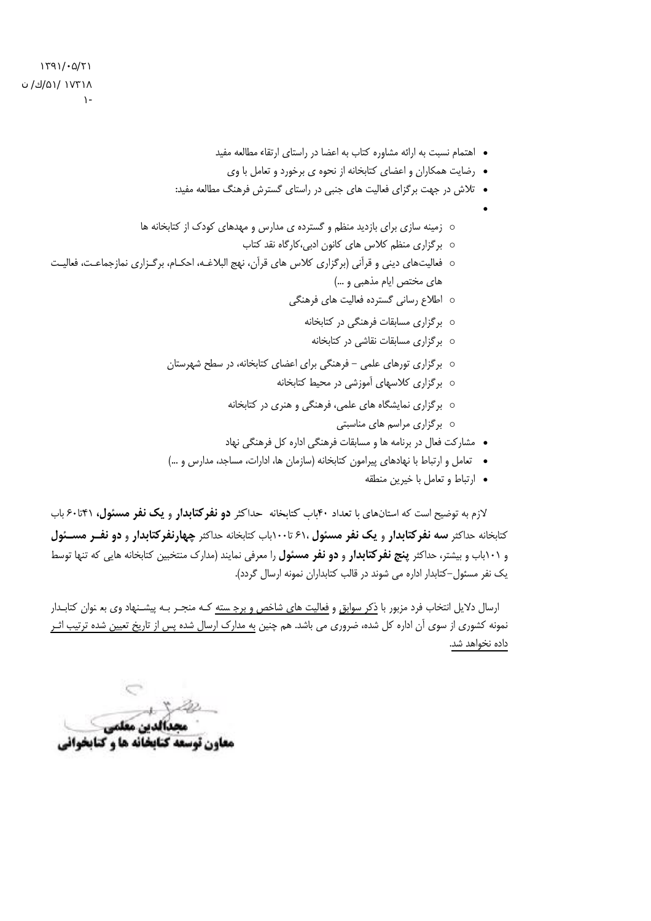۱۳۹۱/۰۵/۲۱
۱۷۳۱۸ /۵۱/ك/ ن
۱-

- اهتمام نسبت به ارائه مشاوره کتاب به اعضا در راستای ارتقاء مطالعه مفید
- رضایت همکاران و اعضای کتابخانه از نحوه ی برخورد و تعامل با وی
- تلاش در جهت برگزای فعالیت های جنبی در راستای گسترش فرهنگ مطالعه مفید:
- 
  - زمینه سازی برای بازدید منظم و گسترده ی مدارس و مهدهای کودک از کتابخانه ها
  - برگزاری منظم کلاس های کانون ادبی،کارگاه نقد کتاب
  - فعالیت‌های دینی و قرآنی (برگزاری کلاس های قرآن، نهج البلاغـه، احکـام، برگـزاری نمازجماعـت، فعالیـت های مختص ایام مذهبی و ...)
  - اطلاع رسانی گسترده فعالیت های فرهنگی
  - برگزاری مسابقات فرهنگی در کتابخانه
  - برگزاری مسابقات نقاشی در کتابخانه
  - برگزاری تورهای علمی – فرهنگی برای اعضای کتابخانه، در سطح شهرستان
  - برگزاری کلاسهای آموزشی در محیط کتابخانه
  - برگزاری نمایشگاه های علمی، فرهنگی و هنری در کتابخانه
  - برگزاری مراسم های مناسبتی
- مشارکت فعال در برنامه ها و مسابقات فرهنگی اداره کل فرهنگی نهاد
- تعامل و ارتباط با نهادهای پیرامون کتابخانه (سازمان ها، ادارات، مساجد، مدارس و ...)
- ارتباط و تعامل با خیرین منطقه

لازم به توضیح است که استان‌های با تعداد ۴۰باب کتابخانه حداکثر **دو نفرکتابدار** و **یک نفر مسئول**، ۴۱تا۶۰ باب کتابخانه حداکثر **سه نفرکتابدار** و **یک نفر مسئول** ،۶۱ تا۱۰۰باب کتابخانه حداکثر **چهارنفرکتابدار** و **دو نفـر مسـئول** و ۱۰۱باب و بیشتر، حداکثر **پنج نفرکتابدار** و **دو نفر مسئول** را معرفی نمایند (مدارک منتخبین کتابخانه هایی که تنها توسط یک نفر مسئول-کتابدار اداره می شوند در قالب کتابداران نمونه ارسال گردد).

ارسال دلایل انتخاب فرد مزبور با ذکر سوابق و فعالیت های شاخص و برجسته کـه منجـر بـه پیشـنهاد وی به عنوان کتابـدار نمونه کشوری از سوی آن اداره کل شده، ضروری می باشد. هم چنین به مدارک ارسال شده پس از تاریخ تعیین شده ترتیب اثـر داده نخواهد شد.

مجدالدین معلمی
معاون توسعه کتابخانه ها و کتابخوانی